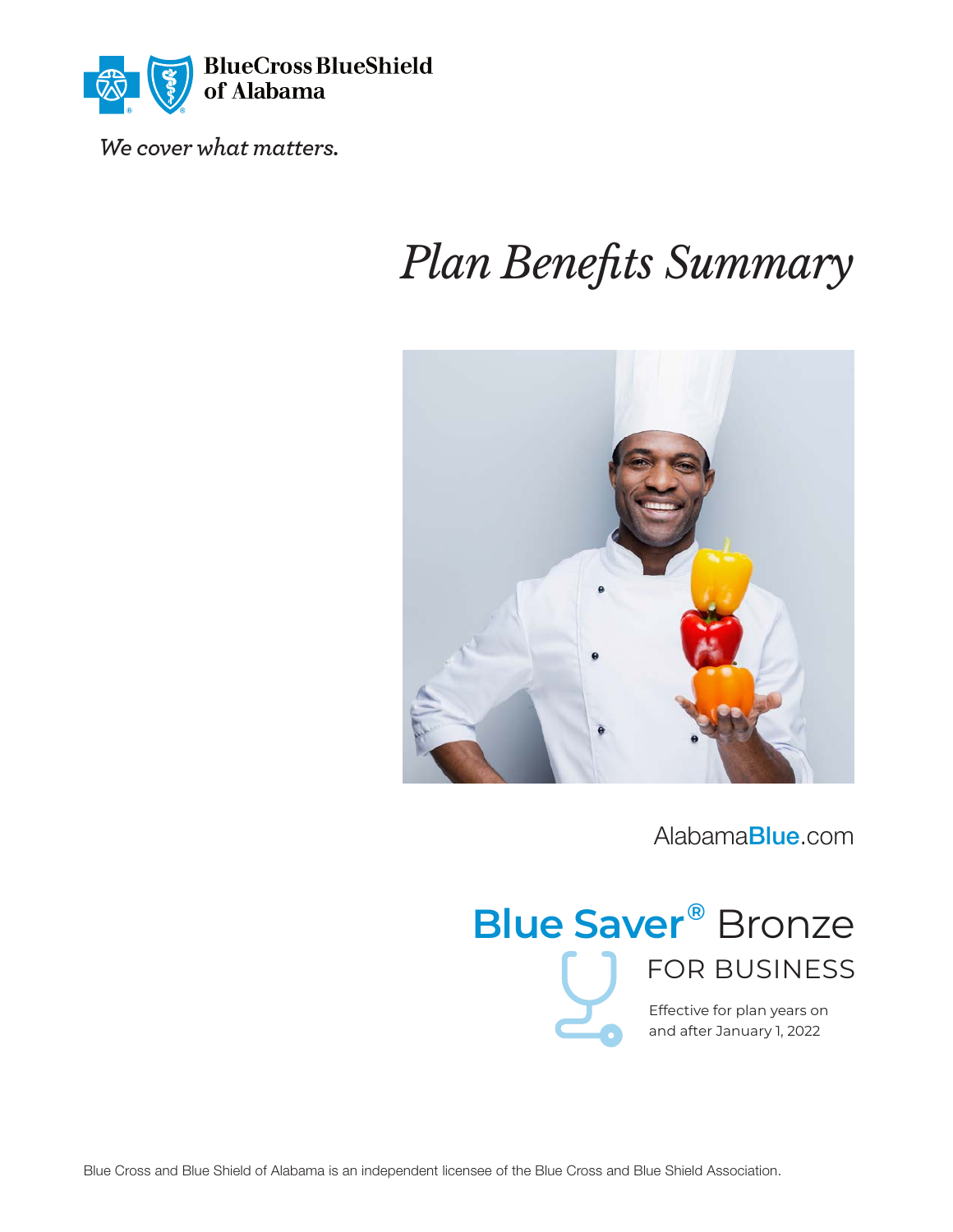BlueCross BlueShield of Alabama

*We cover what matters.*

# *Plan Benefits Summary*

AlabamaBlue.com

## Blue Saver® Bronze

### FOR BUSINESS

Effective for plan years on and after January 1, 2022

Blue Cross and Blue Shield of Alabama is an independent licensee of the Blue Cross and Blue Shield Association.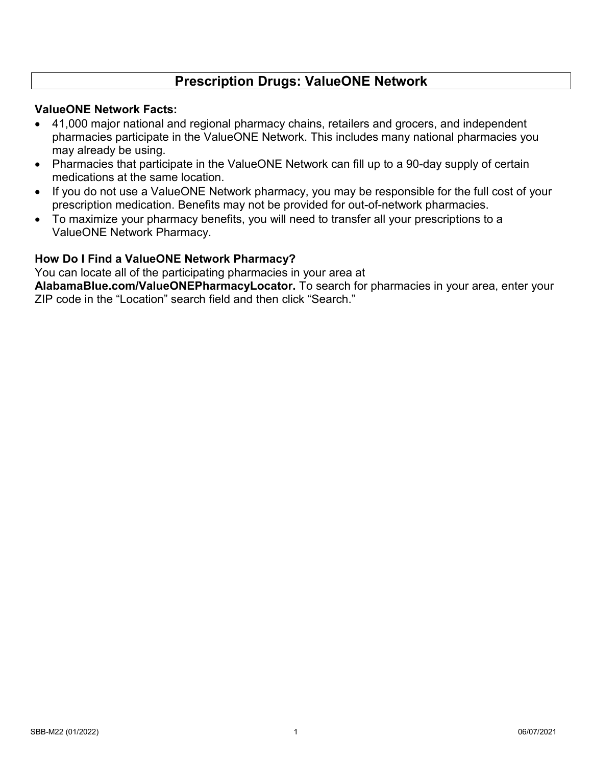# Prescription Drugs: ValueONE Network

**ValueONE Network Facts:**

- 41,000 major national and regional pharmacy chains, retailers and grocers, and independent pharmacies participate in the ValueONE Network. This includes many national pharmacies you may already be using.
- Pharmacies that participate in the ValueONE Network can fill up to a 90-day supply of certain medications at the same location.
- If you do not use a ValueONE Network pharmacy, you may be responsible for the full cost of your prescription medication. Benefits may not be provided for out-of-network pharmacies.
- To maximize your pharmacy benefits, you will need to transfer all your prescriptions to a ValueONE Network Pharmacy.

**How Do I Find a ValueONE Network Pharmacy?**

You can locate all of the participating pharmacies in your area at **AlabamaBlue.com/ValueONEPharmacyLocator.** To search for pharmacies in your area, enter your ZIP code in the "Location" search field and then click "Search."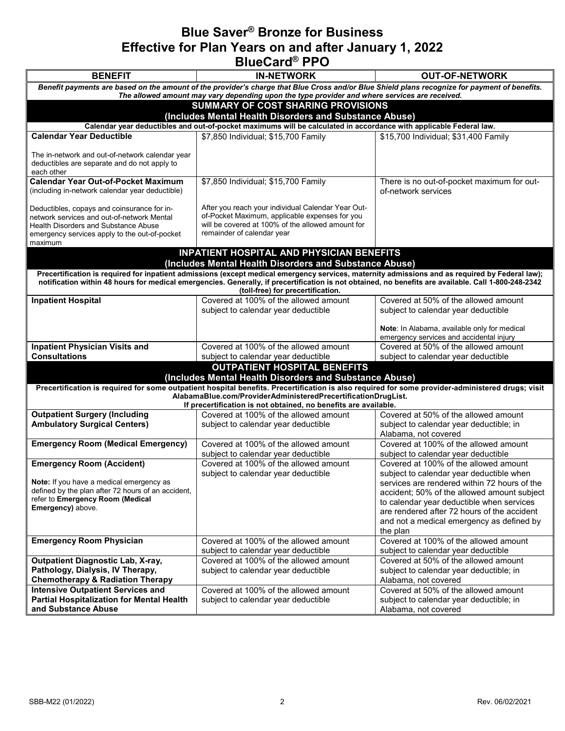# Blue Saver® Bronze for Business
# Effective for Plan Years on and after January 1, 2022
# BlueCard® PPO

| BENEFIT | IN-NETWORK | OUT-OF-NETWORK |
|---|---|---|
| ***Benefit payments are based on the amount of the provider's charge that Blue Cross and/or Blue Shield plans recognize for payment of benefits. The allowed amount may vary depending upon the type provider and where services are received.*** | | |
| **SUMMARY OF COST SHARING PROVISIONS (Includes Mental Health Disorders and Substance Abuse)** | | |
| **Calendar year deductibles and out-of-pocket maximums will be calculated in accordance with applicable Federal law.** | | |
| **Calendar Year Deductible**<br><br>The in-network and out-of-network calendar year deductibles are separate and do not apply to each other | $7,850 Individual; $15,700 Family | $15,700 Individual; $31,400 Family |
| **Calendar Year Out-of-Pocket Maximum** (including in-network calendar year deductible)<br><br>Deductibles, copays and coinsurance for in-network services and out-of-network Mental Health Disorders and Substance Abuse emergency services apply to the out-of-pocket maximum | $7,850 Individual; $15,700 Family<br><br>After you reach your individual Calendar Year Out-of-Pocket Maximum, applicable expenses for you will be covered at 100% of the allowed amount for remainder of calendar year | There is no out-of-pocket maximum for out-of-network services |
| **INPATIENT HOSPITAL AND PHYSICIAN BENEFITS (Includes Mental Health Disorders and Substance Abuse)** | | |
| **Precertification is required for inpatient admissions (except medical emergency services, maternity admissions and as required by Federal law); notification within 48 hours for medical emergencies. Generally, if precertification is not obtained, no benefits are available. Call 1-800-248-2342 (toll-free) for precertification.** | | |
| **Inpatient Hospital** | Covered at 100% of the allowed amount subject to calendar year deductible | Covered at 50% of the allowed amount subject to calendar year deductible<br><br>**Note**: In Alabama, available only for medical emergency services and accidental injury |
| **Inpatient Physician Visits and Consultations** | Covered at 100% of the allowed amount subject to calendar year deductible | Covered at 50% of the allowed amount subject to calendar year deductible |
| **OUTPATIENT HOSPITAL BENEFITS (Includes Mental Health Disorders and Substance Abuse)** | | |
| **Precertification is required for some outpatient hospital benefits. Precertification is also required for some provider-administered drugs; visit AlabamaBlue.com/ProviderAdministeredPrecertificationDrugList. If precertification is not obtained, no benefits are available.** | | |
| **Outpatient Surgery (Including Ambulatory Surgical Centers)** | Covered at 100% of the allowed amount subject to calendar year deductible | Covered at 50% of the allowed amount subject to calendar year deductible; in Alabama, not covered |
| **Emergency Room (Medical Emergency)** | Covered at 100% of the allowed amount subject to calendar year deductible | Covered at 100% of the allowed amount subject to calendar year deductible |
| **Emergency Room (Accident)**<br><br>**Note:** If you have a medical emergency as defined by the plan after 72 hours of an accident, refer to **Emergency Room (Medical Emergency)** above. | Covered at 100% of the allowed amount subject to calendar year deductible | Covered at 100% of the allowed amount subject to calendar year deductible when services are rendered within 72 hours of the accident; 50% of the allowed amount subject to calendar year deductible when services are rendered after 72 hours of the accident and not a medical emergency as defined by the plan |
| **Emergency Room Physician** | Covered at 100% of the allowed amount subject to calendar year deductible | Covered at 100% of the allowed amount subject to calendar year deductible |
| **Outpatient Diagnostic Lab, X-ray, Pathology, Dialysis, IV Therapy, Chemotherapy & Radiation Therapy** | Covered at 100% of the allowed amount subject to calendar year deductible | Covered at 50% of the allowed amount subject to calendar year deductible; in Alabama, not covered |
| **Intensive Outpatient Services and Partial Hospitalization for Mental Health and Substance Abuse** | Covered at 100% of the allowed amount subject to calendar year deductible | Covered at 50% of the allowed amount subject to calendar year deductible; in Alabama, not covered |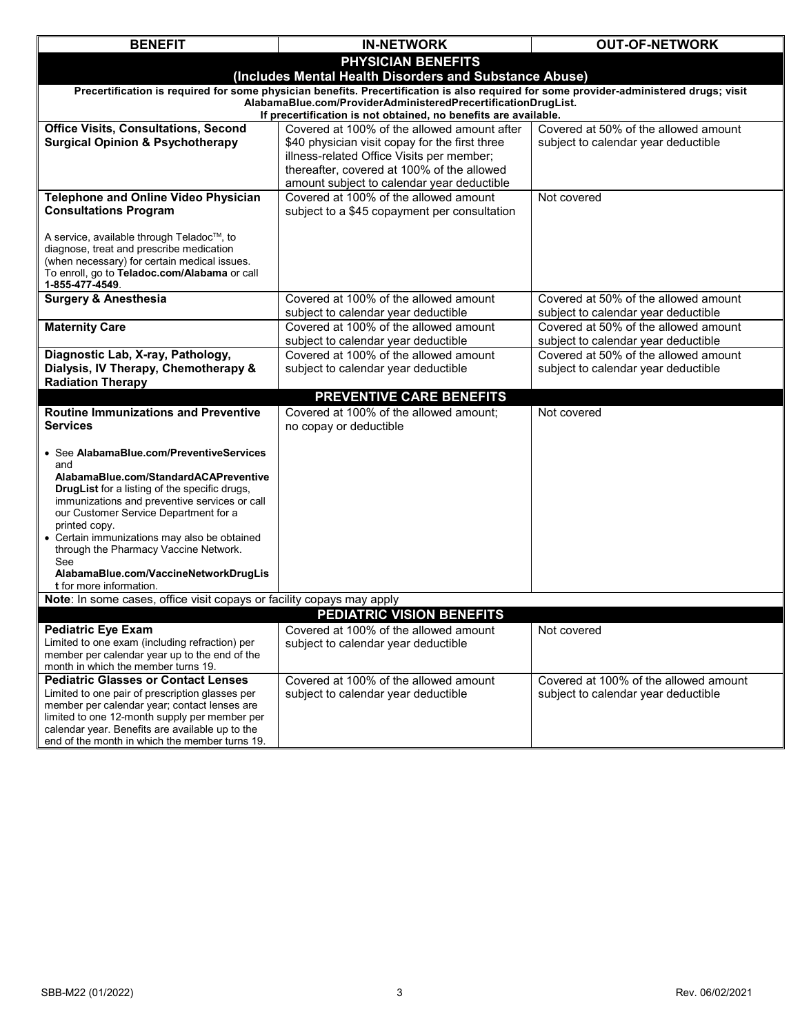| BENEFIT | IN-NETWORK | OUT-OF-NETWORK |
|---|---|---|
| **PHYSICIAN BENEFITS (Includes Mental Health Disorders and Substance Abuse)** | | |
| **Precertification is required for some physician benefits. Precertification is also required for some provider-administered drugs; visit AlabamaBlue.com/ProviderAdministeredPrecertificationDrugList. If precertification is not obtained, no benefits are available.** | | |
| **Office Visits, Consultations, Second Surgical Opinion & Psychotherapy** | Covered at 100% of the allowed amount after $40 physician visit copay for the first three illness-related Office Visits per member; thereafter, covered at 100% of the allowed amount subject to calendar year deductible | Covered at 50% of the allowed amount subject to calendar year deductible |
| **Telephone and Online Video Physician Consultations Program**<br><br>A service, available through Teladoc™, to diagnose, treat and prescribe medication (when necessary) for certain medical issues. To enroll, go to **Teladoc.com/Alabama** or call **1-855-477-4549**. | Covered at 100% of the allowed amount subject to a $45 copayment per consultation | Not covered |
| **Surgery & Anesthesia** | Covered at 100% of the allowed amount subject to calendar year deductible | Covered at 50% of the allowed amount subject to calendar year deductible |
| **Maternity Care** | Covered at 100% of the allowed amount subject to calendar year deductible | Covered at 50% of the allowed amount subject to calendar year deductible |
| **Diagnostic Lab, X-ray, Pathology, Dialysis, IV Therapy, Chemotherapy & Radiation Therapy** | Covered at 100% of the allowed amount subject to calendar year deductible | Covered at 50% of the allowed amount subject to calendar year deductible |
| **PREVENTIVE CARE BENEFITS** | | |
| **Routine Immunizations and Preventive Services**<br><br>• See **AlabamaBlue.com/PreventiveServices** and **AlabamaBlue.com/StandardACAPreventiveDrugList** for a listing of the specific drugs, immunizations and preventive services or call our Customer Service Department for a printed copy.<br>• Certain immunizations may also be obtained through the Pharmacy Vaccine Network. See **AlabamaBlue.com/VaccineNetworkDrugList** for more information. | Covered at 100% of the allowed amount; no copay or deductible | Not covered |
| **Note**: In some cases, office visit copays or facility copays may apply | | |
| **PEDIATRIC VISION BENEFITS** | | |
| **Pediatric Eye Exam**<br>Limited to one exam (including refraction) per member per calendar year up to the end of the month in which the member turns 19. | Covered at 100% of the allowed amount subject to calendar year deductible | Not covered |
| **Pediatric Glasses or Contact Lenses**<br>Limited to one pair of prescription glasses per member per calendar year; contact lenses are limited to one 12-month supply per member per calendar year. Benefits are available up to the end of the month in which the member turns 19. | Covered at 100% of the allowed amount subject to calendar year deductible | Covered at 100% of the allowed amount subject to calendar year deductible |

SBB-M22 (01/2022) Rev. 06/02/2021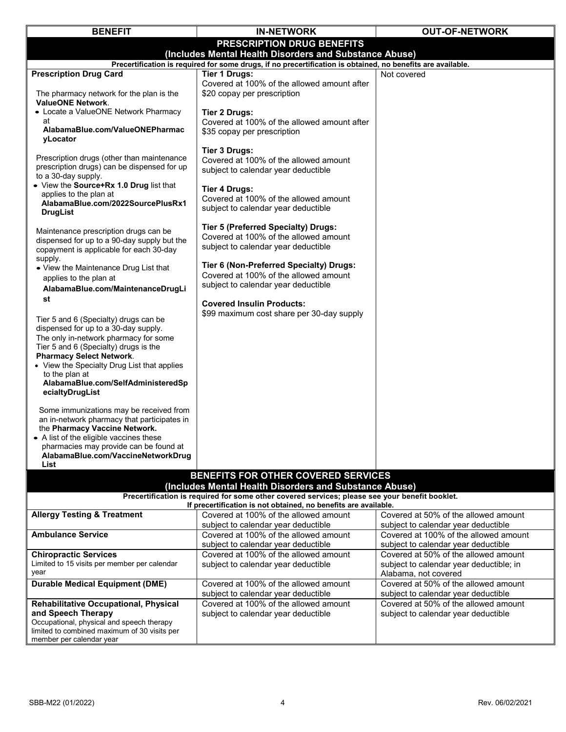| BENEFIT | IN-NETWORK | OUT-OF-NETWORK |
|---|---|---|
| **PRESCRIPTION DRUG BENEFITS (Includes Mental Health Disorders and Substance Abuse)** | | |
| **Precertification is required for some drugs, if no precertification is obtained, no benefits are available.** | | |
| **Prescription Drug Card**<br><br>The pharmacy network for the plan is the **ValueONE Network**.<br>• Locate a ValueONE Network Pharmacy at **AlabamaBlue.com/ValueONEPharmacyLocator**<br><br>Prescription drugs (other than maintenance prescription drugs) can be dispensed for up to a 30-day supply.<br>• View the **Source+Rx 1.0 Drug** list that applies to the plan at **AlabamaBlue.com/2022SourcePlusRx1DrugList**<br><br>Maintenance prescription drugs can be dispensed for up to a 90-day supply but the copayment is applicable for each 30-day supply.<br>• View the Maintenance Drug List that applies to the plan at **AlabamaBlue.com/MaintenanceDrugList**<br><br>Tier 5 and 6 (Specialty) drugs can be dispensed for up to a 30-day supply.<br>The only in-network pharmacy for some Tier 5 and 6 (Specialty) drugs is the **Pharmacy Select Network**.<br>• View the Specialty Drug List that applies to the plan at **AlabamaBlue.com/SelfAdministeredSpecialtyDrugList**<br><br>Some immunizations may be received from an in-network pharmacy that participates in the **Pharmacy Vaccine Network.**<br>• A list of the eligible vaccines these pharmacies may provide can be found at **AlabamaBlue.com/VaccineNetworkDrugList** | **Tier 1 Drugs:**<br>Covered at 100% of the allowed amount after $20 copay per prescription<br><br>**Tier 2 Drugs:**<br>Covered at 100% of the allowed amount after $35 copay per prescription<br><br>**Tier 3 Drugs:**<br>Covered at 100% of the allowed amount subject to calendar year deductible<br><br>**Tier 4 Drugs:**<br>Covered at 100% of the allowed amount subject to calendar year deductible<br><br>**Tier 5 (Preferred Specialty) Drugs:**<br>Covered at 100% of the allowed amount subject to calendar year deductible<br><br>**Tier 6 (Non-Preferred Specialty) Drugs:**<br>Covered at 100% of the allowed amount subject to calendar year deductible<br><br>**Covered Insulin Products:**<br>$99 maximum cost share per 30-day supply | Not covered |
| **BENEFITS FOR OTHER COVERED SERVICES (Includes Mental Health Disorders and Substance Abuse)** | | |
| **Precertification is required for some other covered services; please see your benefit booklet. If precertification is not obtained, no benefits are available.** | | |
| **Allergy Testing & Treatment** | Covered at 100% of the allowed amount subject to calendar year deductible | Covered at 50% of the allowed amount subject to calendar year deductible |
| **Ambulance Service** | Covered at 100% of the allowed amount subject to calendar year deductible | Covered at 100% of the allowed amount subject to calendar year deductible |
| **Chiropractic Services**<br>Limited to 15 visits per member per calendar year | Covered at 100% of the allowed amount subject to calendar year deductible | Covered at 50% of the allowed amount subject to calendar year deductible; in Alabama, not covered |
| **Durable Medical Equipment (DME)** | Covered at 100% of the allowed amount subject to calendar year deductible | Covered at 50% of the allowed amount subject to calendar year deductible |
| **Rehabilitative Occupational, Physical and Speech Therapy**<br>Occupational, physical and speech therapy limited to combined maximum of 30 visits per member per calendar year | Covered at 100% of the allowed amount subject to calendar year deductible | Covered at 50% of the allowed amount subject to calendar year deductible |

SBB-M22 (01/2022) Rev. 06/02/2021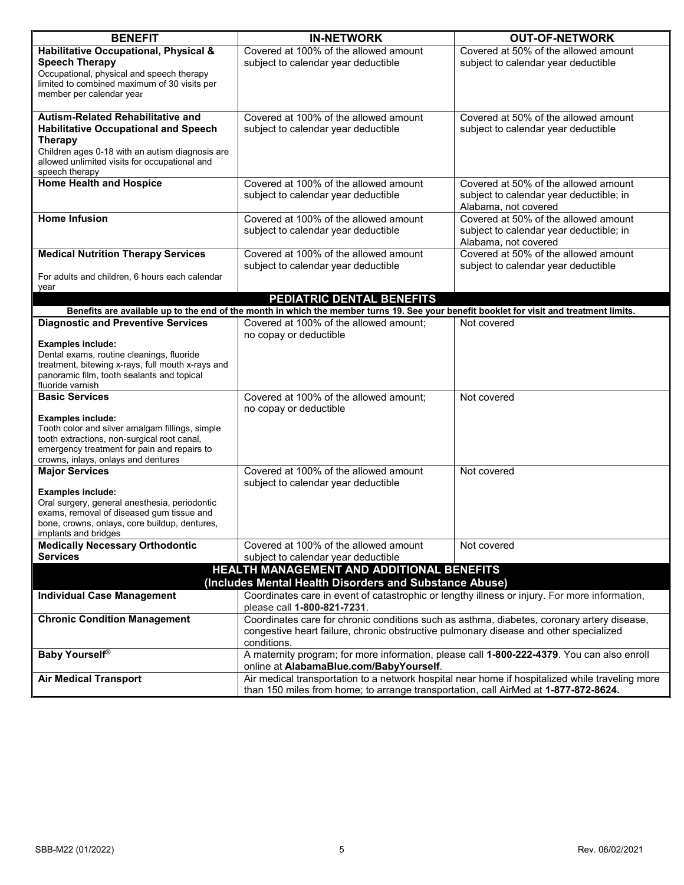| BENEFIT | IN-NETWORK | OUT-OF-NETWORK |
|---|---|---|
| **Habilitative Occupational, Physical & Speech Therapy**<br>Occupational, physical and speech therapy limited to combined maximum of 30 visits per member per calendar year | Covered at 100% of the allowed amount subject to calendar year deductible | Covered at 50% of the allowed amount subject to calendar year deductible |
| **Autism-Related Rehabilitative and Habilitative Occupational and Speech Therapy**<br>Children ages 0-18 with an autism diagnosis are allowed unlimited visits for occupational and speech therapy | Covered at 100% of the allowed amount subject to calendar year deductible | Covered at 50% of the allowed amount subject to calendar year deductible |
| **Home Health and Hospice** | Covered at 100% of the allowed amount subject to calendar year deductible | Covered at 50% of the allowed amount subject to calendar year deductible; in Alabama, not covered |
| **Home Infusion** | Covered at 100% of the allowed amount subject to calendar year deductible | Covered at 50% of the allowed amount subject to calendar year deductible; in Alabama, not covered |
| **Medical Nutrition Therapy Services**<br>For adults and children, 6 hours each calendar year | Covered at 100% of the allowed amount subject to calendar year deductible | Covered at 50% of the allowed amount subject to calendar year deductible |
| **PEDIATRIC DENTAL BENEFITS** | | |
| **Benefits are available up to the end of the month in which the member turns 19. See your benefit booklet for visit and treatment limits.** | | |
| **Diagnostic and Preventive Services**<br>**Examples include:**<br>Dental exams, routine cleanings, fluoride treatment, bitewing x-rays, full mouth x-rays and panoramic film, tooth sealants and topical fluoride varnish | Covered at 100% of the allowed amount; no copay or deductible | Not covered |
| **Basic Services**<br>**Examples include:**<br>Tooth color and silver amalgam fillings, simple tooth extractions, non-surgical root canal, emergency treatment for pain and repairs to crowns, inlays, onlays and dentures | Covered at 100% of the allowed amount; no copay or deductible | Not covered |
| **Major Services**<br>**Examples include:**<br>Oral surgery, general anesthesia, periodontic exams, removal of diseased gum tissue and bone, crowns, onlays, core buildup, dentures, implants and bridges | Covered at 100% of the allowed amount subject to calendar year deductible | Not covered |
| **Medically Necessary Orthodontic Services** | Covered at 100% of the allowed amount subject to calendar year deductible | Not covered |
| **HEALTH MANAGEMENT AND ADDITIONAL BENEFITS (Includes Mental Health Disorders and Substance Abuse)** | | |
| **Individual Case Management** | Coordinates care in event of catastrophic or lengthy illness or injury. For more information, please call **1-800-821-7231**. | |
| **Chronic Condition Management** | Coordinates care for chronic conditions such as asthma, diabetes, coronary artery disease, congestive heart failure, chronic obstructive pulmonary disease and other specialized conditions. | |
| **Baby Yourself®** | A maternity program; for more information, please call **1-800-222-4379**. You can also enroll online at **AlabamaBlue.com/BabyYourself**. | |
| **Air Medical Transport** | Air medical transportation to a network hospital near home if hospitalized while traveling more than 150 miles from home; to arrange transportation, call AirMed at **1-877-872-8624.** | |

SBB-M22 (01/2022) Rev. 06/02/2021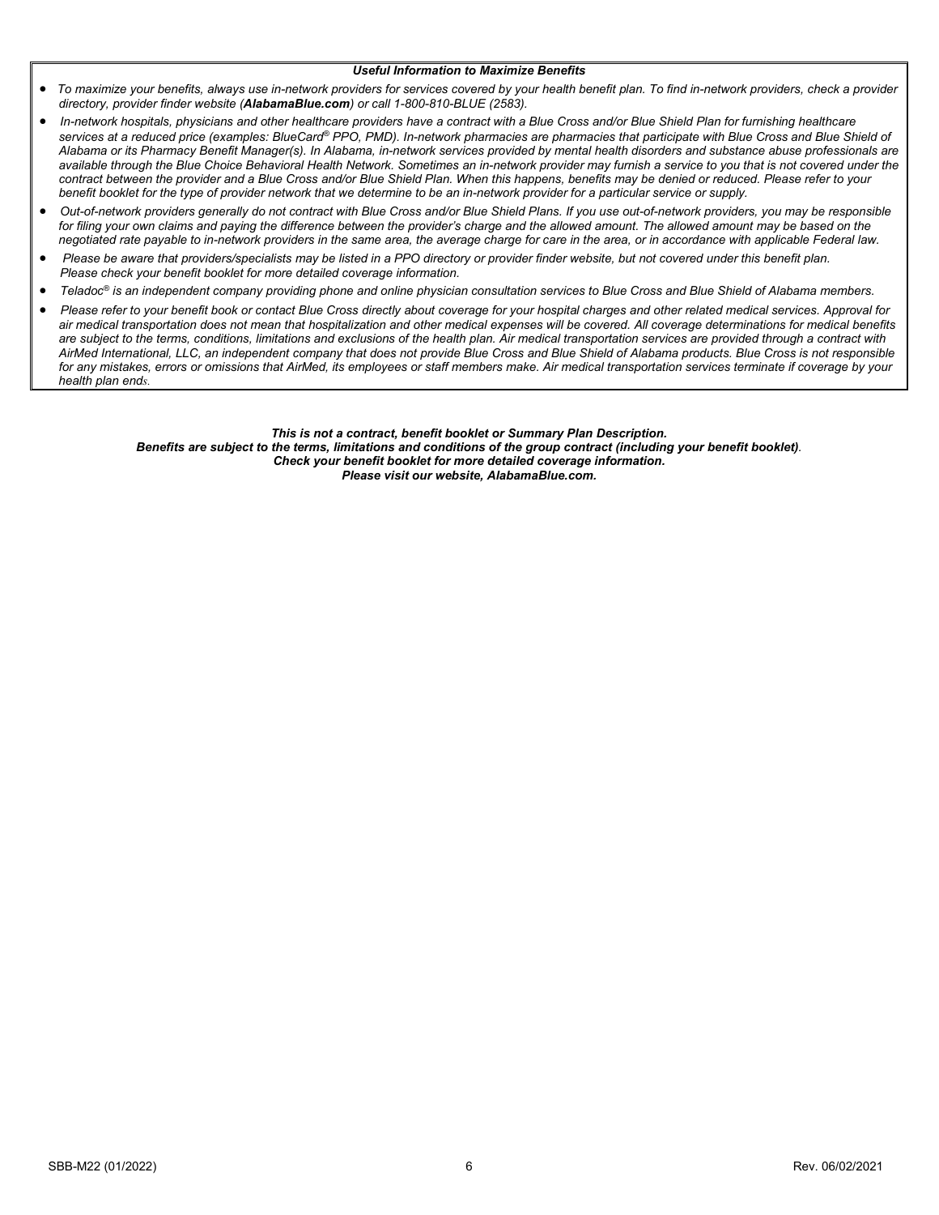***Useful Information to Maximize Benefits***

- *To maximize your benefits, always use in-network providers for services covered by your health benefit plan. To find in-network providers, check a provider directory, provider finder website (**AlabamaBlue.com**) or call 1-800-810-BLUE (2583).*
- *In-network hospitals, physicians and other healthcare providers have a contract with a Blue Cross and/or Blue Shield Plan for furnishing healthcare services at a reduced price (examples: BlueCard® PPO, PMD). In-network pharmacies are pharmacies that participate with Blue Cross and Blue Shield of Alabama or its Pharmacy Benefit Manager(s). In Alabama, in-network services provided by mental health disorders and substance abuse professionals are available through the Blue Choice Behavioral Health Network. Sometimes an in-network provider may furnish a service to you that is not covered under the contract between the provider and a Blue Cross and/or Blue Shield Plan. When this happens, benefits may be denied or reduced. Please refer to your benefit booklet for the type of provider network that we determine to be an in-network provider for a particular service or supply.*
- *Out-of-network providers generally do not contract with Blue Cross and/or Blue Shield Plans. If you use out-of-network providers, you may be responsible for filing your own claims and paying the difference between the provider's charge and the allowed amount. The allowed amount may be based on the negotiated rate payable to in-network providers in the same area, the average charge for care in the area, or in accordance with applicable Federal law.*
- *Please be aware that providers/specialists may be listed in a PPO directory or provider finder website, but not covered under this benefit plan. Please check your benefit booklet for more detailed coverage information.*
- *Teladoc® is an independent company providing phone and online physician consultation services to Blue Cross and Blue Shield of Alabama members.*
- *Please refer to your benefit book or contact Blue Cross directly about coverage for your hospital charges and other related medical services. Approval for air medical transportation does not mean that hospitalization and other medical expenses will be covered. All coverage determinations for medical benefits are subject to the terms, conditions, limitations and exclusions of the health plan. Air medical transportation services are provided through a contract with AirMed International, LLC, an independent company that does not provide Blue Cross and Blue Shield of Alabama products. Blue Cross is not responsible for any mistakes, errors or omissions that AirMed, its employees or staff members make. Air medical transportation services terminate if coverage by your health plan ends.*

***This is not a contract, benefit booklet or Summary Plan Description.***
***Benefits are subject to the terms, limitations and conditions of the group contract (including your benefit booklet).***
***Check your benefit booklet for more detailed coverage information.***
***Please visit our website, AlabamaBlue.com.***

SBB-M22 (01/2022) Rev. 06/02/2021